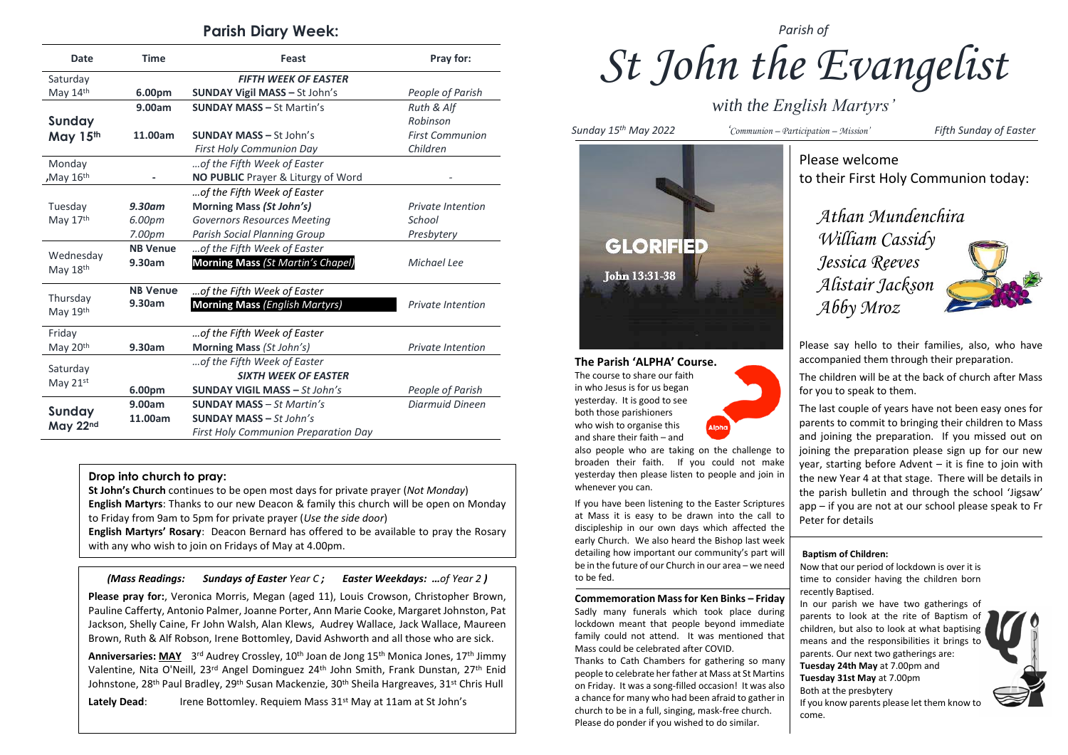## Parish Diary Week:

| Date | Time | Feast | Pray for: |
|---|---|---|---|
| Saturday May 14th | 6.00pm | *FIFTH WEEK OF EASTER* **SUNDAY Vigil MASS –** St John's | *People of Parish* |
| **Sunday May 15th** | 9.00am | **SUNDAY MASS –** St Martin's | *Ruth & Alf Robinson* |
| | 11.00am | **SUNDAY MASS –** St John's *First Holy Communion Day* | *First Communion Children* |
| Monday ,May 16th | - | *…of the Fifth Week of Easter* **NO PUBLIC** Prayer & Liturgy of Word | - |
| Tuesday May 17th | *9.30am* | *…of the Fifth Week of Easter* **Morning Mass *(St John's)*** | *Private Intention* |
| | *6.00pm* | *Governors Resources Meeting* | *School* |
| | *7.00pm* | *Parish Social Planning Group* | *Presbytery* |
| Wednesday May 18th | **NB Venue** 9.30am | *…of the Fifth Week of Easter* **Morning Mass** *(St Martin's Chapel)* | *Michael Lee* |
| Thursday May 19th | **NB Venue** 9.30am | *…of the Fifth Week of Easter* **Morning Mass** *(English Martyrs)* | *Private Intention* |
| Friday May 20th | 9.30am | *…of the Fifth Week of Easter* **Morning Mass** *(St John's)* | *Private Intention* |
| Saturday May 21st | 6.00pm | *…of the Fifth Week of Easter* ***SIXTH WEEK OF EASTER*** **SUNDAY VIGIL MASS –** *St John's* | *People of Parish* |
| **Sunday May 22nd** | 9.00am | **SUNDAY MASS –** *St Martin's* | *Diarmuid Dineen* |
| | 11.00am | **SUNDAY MASS –** *St John's* *First Holy Communion Preparation Day* | |

**Drop into church to pray:**

**St John's Church** continues to be open most days for private prayer (*Not Monday*)
**English Martyrs**: Thanks to our new Deacon & family this church will be open on Monday to Friday from 9am to 5pm for private prayer (*Use the side door*)
**English Martyrs' Rosary**: Deacon Bernard has offered to be available to pray the Rosary with any who wish to join on Fridays of May at 4.00pm.

***(Mass Readings: Sundays of Easter** Year C **; Easter Weekdays: …**of Year 2 **)***

**Please pray for:**, Veronica Morris, Megan (aged 11), Louis Crowson, Christopher Brown, Pauline Cafferty, Antonio Palmer, Joanne Porter, Ann Marie Cooke, Margaret Johnston, Pat Jackson, Shelly Caine, Fr John Walsh, Alan Klews, Audrey Wallace, Jack Wallace, Maureen Brown, Ruth & Alf Robson, Irene Bottomley, David Ashworth and all those who are sick.

**Anniversaries: MAY** 3rd Audrey Crossley, 10th Joan de Jong 15th Monica Jones, 17th Jimmy Valentine, Nita O'Neill, 23rd Angel Dominguez 24th John Smith, Frank Dunstan, 27th Enid Johnstone, 28th Paul Bradley, 29th Susan Mackenzie, 30th Sheila Hargreaves, 31st Chris Hull

**Lately Dead**: Irene Bottomley. Requiem Mass 31st May at 11am at St John's

*Parish of*

# *St John the Evangelist*

*with the English Martyrs'*

*Sunday 15th May 2022* — *'Communion – Participation – Mission'* — *Fifth Sunday of Easter*

GLORIFIED
John 13:31-38

**The Parish 'ALPHA' Course.**

The course to share our faith in who Jesus is for us began yesterday. It is good to see both those parishioners who wish to organise this and share their faith – and also people who are taking on the challenge to broaden their faith. If you could not make yesterday then please listen to people and join in whenever you can.

If you have been listening to the Easter Scriptures at Mass it is easy to be drawn into the call to discipleship in our own days which affected the early Church. We also heard the Bishop last week detailing how important our community's part will be in the future of our Church in our area – we need to be fed.

**Commemoration Mass for Ken Binks – Friday**

Sadly many funerals which took place during lockdown meant that people beyond immediate family could not attend. It was mentioned that Mass could be celebrated after COVID.

Thanks to Cath Chambers for gathering so many people to celebrate her father at Mass at St Martins on Friday. It was a song-filled occasion! It was also a chance for many who had been afraid to gather in church to be in a full, singing, mask-free church. Please do ponder if you wished to do similar.

Please welcome
to their First Holy Communion today:

*Athan Mundenchira*
*William Cassidy*
*Jessica Reeves*
*Alistair Jackson*
*Abby Mroz*

Please say hello to their families, also, who have accompanied them through their preparation.

The children will be at the back of church after Mass for you to speak to them.

The last couple of years have not been easy ones for parents to commit to bringing their children to Mass and joining the preparation. If you missed out on joining the preparation please sign up for our new year, starting before Advent – it is fine to join with the new Year 4 at that stage. There will be details in the parish bulletin and through the school 'Jigsaw' app – if you are not at our school please speak to Fr Peter for details

**Baptism of Children:**

Now that our period of lockdown is over it is time to consider having the children born recently Baptised.

In our parish we have two gatherings of parents to look at the rite of Baptism of children, but also to look at what baptising means and the responsibilities it brings to parents. Our next two gatherings are:
**Tuesday 24th May** at 7.00pm and
**Tuesday 31st May** at 7.00pm
Both at the presbytery
If you know parents please let them know to come.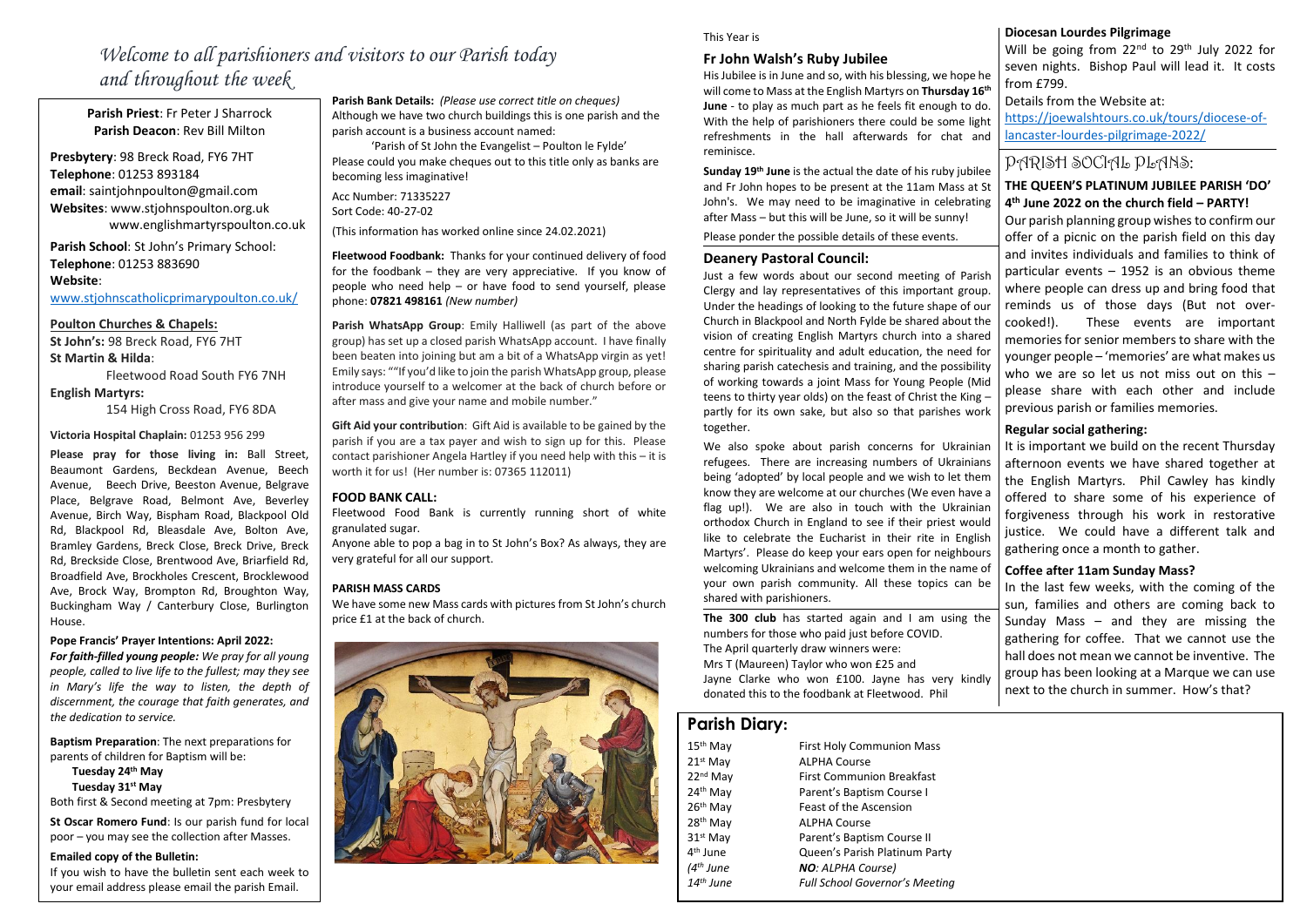# *Welcome to all parishioners and visitors to our Parish today and throughout the week*

**Parish Priest**: Fr Peter J Sharrock
**Parish Deacon**: Rev Bill Milton

**Presbytery**: 98 Breck Road, FY6 7HT
**Telephone**: 01253 893184
**email**: saintjohnpoulton@gmail.com
**Websites**: www.stjohnspoulton.org.uk
www.englishmartyrspoulton.co.uk

**Parish School**: St John's Primary School:
**Telephone**: 01253 883690
**Website**:
www.stjohnscatholicprimarypoulton.co.uk/

**Poulton Churches & Chapels:**
**St John's:** 98 Breck Road, FY6 7HT
**St Martin & Hilda**:
Fleetwood Road South FY6 7NH
**English Martyrs:**
154 High Cross Road, FY6 8DA

**Victoria Hospital Chaplain:** 01253 956 299

**Please pray for those living in:** Ball Street, Beaumont Gardens, Beckdean Avenue, Beech Avenue, Beech Drive, Beeston Avenue, Belgrave Place, Belgrave Road, Belmont Ave, Beverley Avenue, Birch Way, Bispham Road, Blackpool Old Rd, Blackpool Rd, Bleasdale Ave, Bolton Ave, Bramley Gardens, Breck Close, Breck Drive, Breck Rd, Breckside Close, Brentwood Ave, Briarfield Rd, Broadfield Ave, Brockholes Crescent, Brocklewood Ave, Brock Way, Brompton Rd, Broughton Way, Buckingham Way / Canterbury Close, Burlington House.

**Pope Francis' Prayer Intentions: April 2022:**
***For faith-filled young people:*** *We pray for all young people, called to live life to the fullest; may they see in Mary's life the way to listen, the depth of discernment, the courage that faith generates, and the dedication to service.*

**Baptism Preparation**: The next preparations for parents of children for Baptism will be:
**Tuesday 24th May**
**Tuesday 31st May**
Both first & Second meeting at 7pm: Presbytery

**St Oscar Romero Fund**: Is our parish fund for local poor – you may see the collection after Masses.

**Emailed copy of the Bulletin:**
If you wish to have the bulletin sent each week to your email address please email the parish Email.

**Parish Bank Details:** *(Please use correct title on cheques)*
Although we have two church buildings this is one parish and the parish account is a business account named:
'Parish of St John the Evangelist – Poulton le Fylde'
Please could you make cheques out to this title only as banks are becoming less imaginative!

Acc Number: 71335227
Sort Code: 40-27-02

(This information has worked online since 24.02.2021)

**Fleetwood Foodbank:** Thanks for your continued delivery of food for the foodbank – they are very appreciative. If you know of people who need help – or have food to send yourself, please phone: **07821 498161** *(New number)*

**Parish WhatsApp Group**: Emily Halliwell (as part of the above group) has set up a closed parish WhatsApp account. I have finally been beaten into joining but am a bit of a WhatsApp virgin as yet! Emily says: ""If you'd like to join the parish WhatsApp group, please introduce yourself to a welcomer at the back of church before or after mass and give your name and mobile number."

**Gift Aid your contribution**: Gift Aid is available to be gained by the parish if you are a tax payer and wish to sign up for this. Please contact parishioner Angela Hartley if you need help with this – it is worth it for us! (Her number is: 07365 112011)

**FOOD BANK CALL:**
Fleetwood Food Bank is currently running short of white granulated sugar.
Anyone able to pop a bag in to St John's Box? As always, they are very grateful for all our support.

**PARISH MASS CARDS**
We have some new Mass cards with pictures from St John's church price £1 at the back of church.

This Year is

## Fr John Walsh's Ruby Jubilee

His Jubilee is in June and so, with his blessing, we hope he will come to Mass at the English Martyrs on **Thursday 16th June** - to play as much part as he feels fit enough to do. With the help of parishioners there could be some light refreshments in the hall afterwards for chat and reminisce.

**Sunday 19th June** is the actual the date of his ruby jubilee and Fr John hopes to be present at the 11am Mass at St John's. We may need to be imaginative in celebrating after Mass – but this will be June, so it will be sunny!

Please ponder the possible details of these events.

## Deanery Pastoral Council:

Just a few words about our second meeting of Parish Clergy and lay representatives of this important group. Under the headings of looking to the future shape of our Church in Blackpool and North Fylde be shared about the vision of creating English Martyrs church into a shared centre for spirituality and adult education, the need for sharing parish catechesis and training, and the possibility of working towards a joint Mass for Young People (Mid teens to thirty year olds) on the feast of Christ the King – partly for its own sake, but also so that parishes work together.

We also spoke about parish concerns for Ukrainian refugees. There are increasing numbers of Ukrainians being 'adopted' by local people and we wish to let them know they are welcome at our churches (We even have a flag up!). We are also in touch with the Ukrainian orthodox Church in England to see if their priest would like to celebrate the Eucharist in their rite in English Martyrs'. Please do keep your ears open for neighbours welcoming Ukrainians and welcome them in the name of your own parish community. All these topics can be shared with parishioners.

**The 300 club** has started again and I am using the numbers for those who paid just before COVID.
The April quarterly draw winners were:
Mrs T (Maureen) Taylor who won £25 and
Jayne Clarke who won £100. Jayne has very kindly donated this to the foodbank at Fleetwood. Phil

**Diocesan Lourdes Pilgrimage**
Will be going from 22nd to 29th July 2022 for seven nights. Bishop Paul will lead it. It costs from £799.
Details from the Website at:
https://joewalshtours.co.uk/tours/diocese-of-lancaster-lourdes-pilgrimage-2022/

## PARISH SOCIAL PLANS:

**THE QUEEN'S PLATINUM JUBILEE PARISH 'DO' 4th June 2022 on the church field – PARTY!**
Our parish planning group wishes to confirm our offer of a picnic on the parish field on this day and invites individuals and families to think of particular events – 1952 is an obvious theme where people can dress up and bring food that reminds us of those days (But not over-cooked!). These events are important memories for senior members to share with the younger people – 'memories' are what makes us who we are so let us not miss out on this – please share with each other and include previous parish or families memories.

**Regular social gathering:**
It is important we build on the recent Thursday afternoon events we have shared together at the English Martyrs. Phil Cawley has kindly offered to share some of his experience of forgiveness through his work in restorative justice. We could have a different talk and gathering once a month to gather.

**Coffee after 11am Sunday Mass?**
In the last few weeks, with the coming of the sun, families and others are coming back to Sunday Mass – and they are missing the gathering for coffee. That we cannot use the hall does not mean we cannot be inventive. The group has been looking at a Marque we can use next to the church in summer. How's that?

## Parish Diary:

| | |
|---|---|
| 15th May | First Holy Communion Mass |
| 21st May | ALPHA Course |
| 22nd May | First Communion Breakfast |
| 24th May | Parent's Baptism Course I |
| 26th May | Feast of the Ascension |
| 28th May | ALPHA Course |
| 31st May | Parent's Baptism Course II |
| 4th June | Queen's Parish Platinum Party |
| *(4th June* | ***NO**: ALPHA Course)* |
| *14th June* | *Full School Governor's Meeting* |